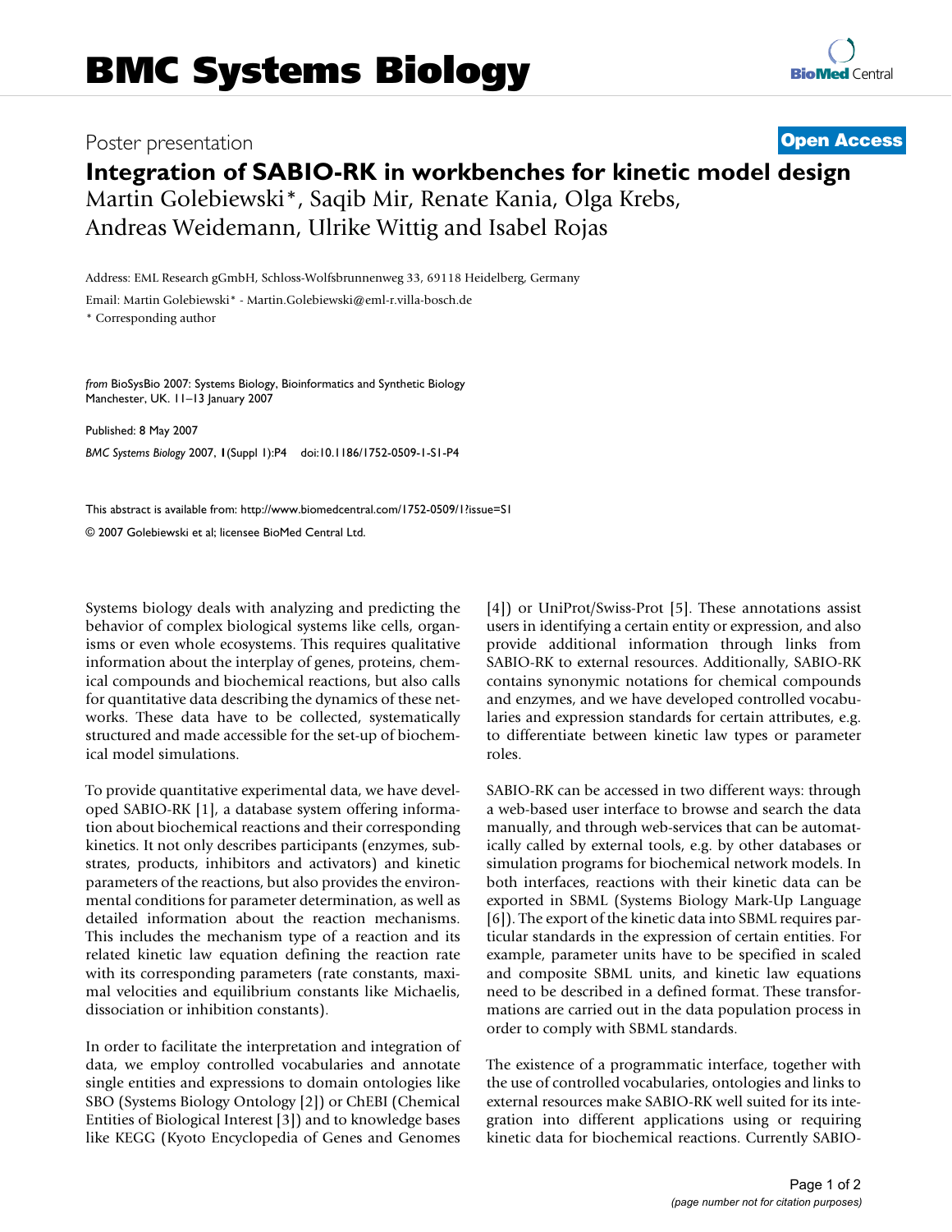# BMC Systems Biology

Poster presentation

**Open Access**

# Integration of SABIO-RK in workbenches for kinetic model design

Martin Golebiewski*, Saqib Mir, Renate Kania, Olga Krebs, Andreas Weidemann, Ulrike Wittig and Isabel Rojas

Address: EML Research gGmbH, Schloss-Wolfsbrunnenweg 33, 69118 Heidelberg, Germany

Email: Martin Golebiewski* - Martin.Golebiewski@eml-r.villa-bosch.de

* Corresponding author

*from* BioSysBio 2007: Systems Biology, Bioinformatics and Synthetic Biology
Manchester, UK. 11–13 January 2007

Published: 8 May 2007

*BMC Systems Biology* 2007, **1**(Suppl 1):P4 doi:10.1186/1752-0509-1-S1-P4

This abstract is available from: http://www.biomedcentral.com/1752-0509/1?issue=S1

© 2007 Golebiewski et al; licensee BioMed Central Ltd.

Systems biology deals with analyzing and predicting the behavior of complex biological systems like cells, organisms or even whole ecosystems. This requires qualitative information about the interplay of genes, proteins, chemical compounds and biochemical reactions, but also calls for quantitative data describing the dynamics of these networks. These data have to be collected, systematically structured and made accessible for the set-up of biochemical model simulations.

To provide quantitative experimental data, we have developed SABIO-RK [1], a database system offering information about biochemical reactions and their corresponding kinetics. It not only describes participants (enzymes, substrates, products, inhibitors and activators) and kinetic parameters of the reactions, but also provides the environmental conditions for parameter determination, as well as detailed information about the reaction mechanisms. This includes the mechanism type of a reaction and its related kinetic law equation defining the reaction rate with its corresponding parameters (rate constants, maximal velocities and equilibrium constants like Michaelis, dissociation or inhibition constants).

In order to facilitate the interpretation and integration of data, we employ controlled vocabularies and annotate single entities and expressions to domain ontologies like SBO (Systems Biology Ontology [2]) or ChEBI (Chemical Entities of Biological Interest [3]) and to knowledge bases like KEGG (Kyoto Encyclopedia of Genes and Genomes [4]) or UniProt/Swiss-Prot [5]. These annotations assist users in identifying a certain entity or expression, and also provide additional information through links from SABIO-RK to external resources. Additionally, SABIO-RK contains synonymic notations for chemical compounds and enzymes, and we have developed controlled vocabularies and expression standards for certain attributes, e.g. to differentiate between kinetic law types or parameter roles.

SABIO-RK can be accessed in two different ways: through a web-based user interface to browse and search the data manually, and through web-services that can be automatically called by external tools, e.g. by other databases or simulation programs for biochemical network models. In both interfaces, reactions with their kinetic data can be exported in SBML (Systems Biology Mark-Up Language [6]). The export of the kinetic data into SBML requires particular standards in the expression of certain entities. For example, parameter units have to be specified in scaled and composite SBML units, and kinetic law equations need to be described in a defined format. These transformations are carried out in the data population process in order to comply with SBML standards.

The existence of a programmatic interface, together with the use of controlled vocabularies, ontologies and links to external resources make SABIO-RK well suited for its integration into different applications using or requiring kinetic data for biochemical reactions. Currently SABIO-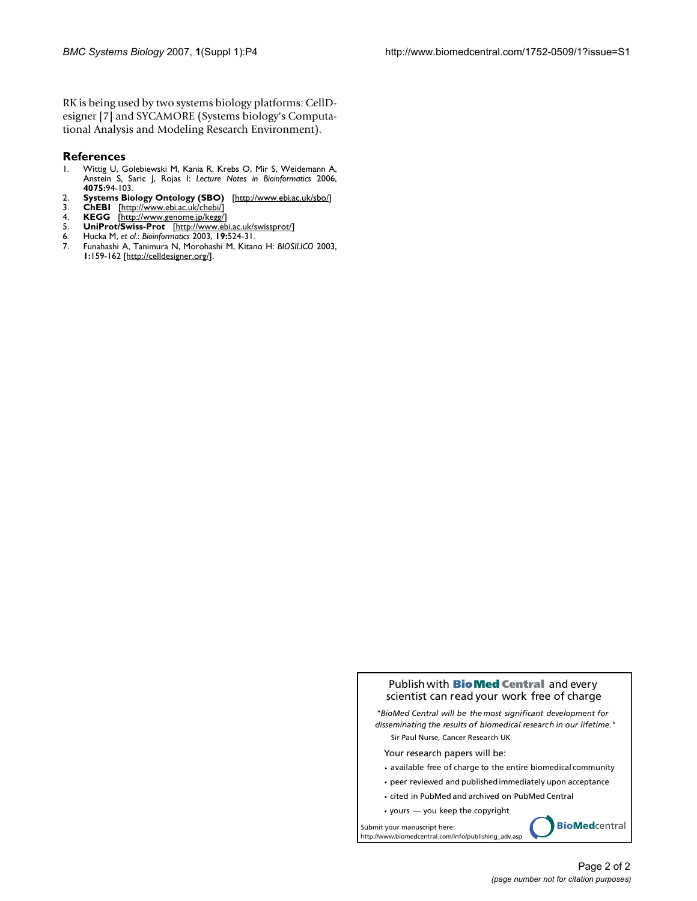RK is being used by two systems biology platforms: CellDesigner [7] and SYCAMORE (Systems biology's Computational Analysis and Modeling Research Environment).

## References

1. Wittig U, Golebiewski M, Kania R, Krebs O, Mir S, Weidemann A, Anstein S, Saric J, Rojas I: *Lecture Notes in Bioinformatics* 2006, **4075:**94-103.
2. **Systems Biology Ontology (SBO)** [http://www.ebi.ac.uk/sbo/]
3. **ChEBI** [http://www.ebi.ac.uk/chebi/]
4. **KEGG** [http://www.genome.jp/kegg/]
5. **UniProt/Swiss-Prot** [http://www.ebi.ac.uk/swissprot/]
6. Hucka M, *et al.*: *Bioinformatics* 2003, **19:**524-31.
7. Funahashi A, Tanimura N, Morohashi M, Kitano H: *BIOSILICO* 2003, **1:**159-162 [http://celldesigner.org/].

Publish with **BioMed Central** and every scientist can read your work free of charge

*"BioMed Central will be the most significant development for disseminating the results of biomedical research in our lifetime."*

Sir Paul Nurse, Cancer Research UK

Your research papers will be:

- available free of charge to the entire biomedical community
- peer reviewed and published immediately upon acceptance
- cited in PubMed and archived on PubMed Central
- yours — you keep the copyright

Submit your manuscript here:
http://www.biomedcentral.com/info/publishing_adv.asp

**BioMed**central